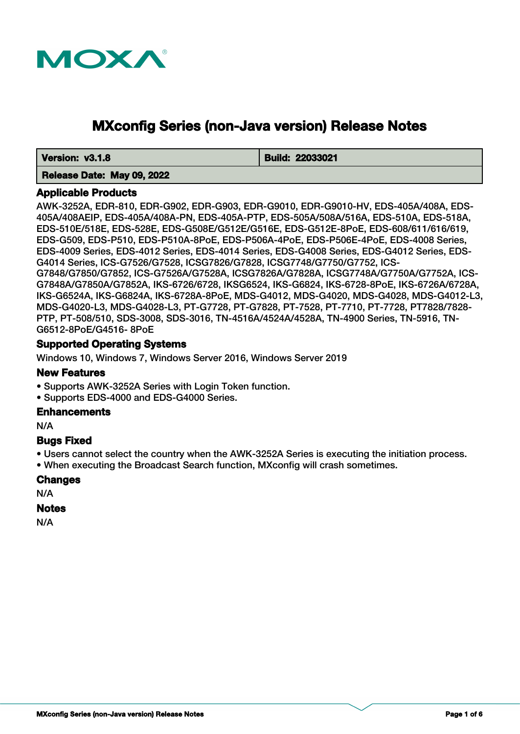# MXconfig Series (non-Java version) Release Notes

| Version: v3.1.8 | Build: 22033021 |
| --- | --- |
| Release Date: May 09, 2022 | |

## Applicable Products

AWK-3252A, EDR-810, EDR-G902, EDR-G903, EDR-G9010, EDR-G9010-HV, EDS-405A/408A, EDS-405A/408AEIP, EDS-405A/408A-PN, EDS-405A-PTP, EDS-505A/508A/516A, EDS-510A, EDS-518A, EDS-510E/518E, EDS-528E, EDS-G508E/G512E/G516E, EDS-G512E-8PoE, EDS-608/611/616/619, EDS-G509, EDS-P510, EDS-P510A-8PoE, EDS-P506A-4PoE, EDS-P506E-4PoE, EDS-4008 Series, EDS-4009 Series, EDS-4012 Series, EDS-4014 Series, EDS-G4008 Series, EDS-G4012 Series, EDS-G4014 Series, ICS-G7526/G7528, ICSG7826/G7828, ICSG7748/G7750/G7752, ICS-G7848/G7850/G7852, ICS-G7526A/G7528A, ICSG7826A/G7828A, ICSG7748A/G7750A/G7752A, ICS-G7848A/G7850A/G7852A, IKS-6726/6728, IKSG6524, IKS-G6824, IKS-6728-8PoE, IKS-6726A/6728A, IKS-G6524A, IKS-G6824A, IKS-6728A-8PoE, MDS-G4012, MDS-G4020, MDS-G4028, MDS-G4012-L3, MDS-G4020-L3, MDS-G4028-L3, PT-G7728, PT-G7828, PT-7528, PT-7710, PT-7728, PT7828/7828-PTP, PT-508/510, SDS-3008, SDS-3016, TN-4516A/4524A/4528A, TN-4900 Series, TN-5916, TN-G6512-8PoE/G4516- 8PoE

## Supported Operating Systems

Windows 10, Windows 7, Windows Server 2016, Windows Server 2019

## New Features

- Supports AWK-3252A Series with Login Token function.
- Supports EDS-4000 and EDS-G4000 Series.

## Enhancements

N/A

## Bugs Fixed

- Users cannot select the country when the AWK-3252A Series is executing the initiation process.
- When executing the Broadcast Search function, MXconfig will crash sometimes.

## Changes

N/A

## Notes

N/A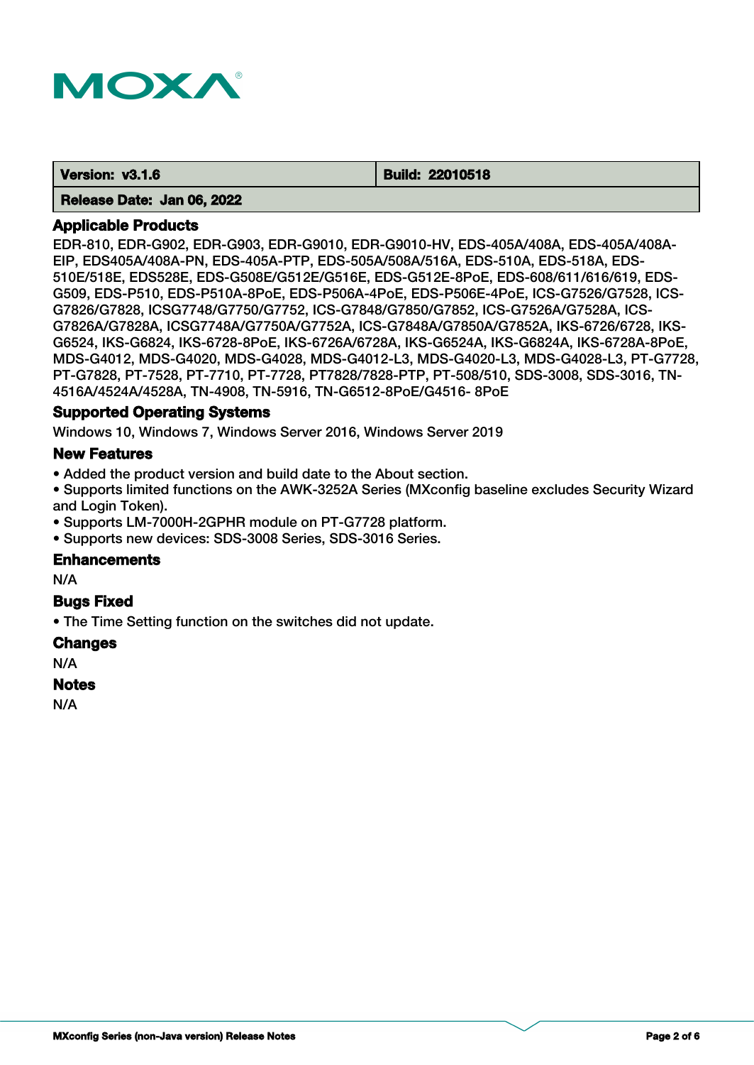| Version: v3.1.6 | Build: 22010518 |
| --- | --- |
| Release Date: Jan 06, 2022 | |

## Applicable Products

EDR-810, EDR-G902, EDR-G903, EDR-G9010, EDR-G9010-HV, EDS-405A/408A, EDS-405A/408A-EIP, EDS405A/408A-PN, EDS-405A-PTP, EDS-505A/508A/516A, EDS-510A, EDS-518A, EDS-510E/518E, EDS528E, EDS-G508E/G512E/G516E, EDS-G512E-8PoE, EDS-608/611/616/619, EDS-G509, EDS-P510, EDS-P510A-8PoE, EDS-P506A-4PoE, EDS-P506E-4PoE, ICS-G7526/G7528, ICS-G7826/G7828, ICSG7748/G7750/G7752, ICS-G7848/G7850/G7852, ICS-G7526A/G7528A, ICS-G7826A/G7828A, ICSG7748A/G7750A/G7752A, ICS-G7848A/G7850A/G7852A, IKS-6726/6728, IKS-G6524, IKS-G6824, IKS-6728-8PoE, IKS-6726A/6728A, IKS-G6524A, IKS-G6824A, IKS-6728A-8PoE, MDS-G4012, MDS-G4020, MDS-G4028, MDS-G4012-L3, MDS-G4020-L3, MDS-G4028-L3, PT-G7728, PT-G7828, PT-7528, PT-7710, PT-7728, PT7828/7828-PTP, PT-508/510, SDS-3008, SDS-3016, TN-4516A/4524A/4528A, TN-4908, TN-5916, TN-G6512-8PoE/G4516- 8PoE

## Supported Operating Systems

Windows 10, Windows 7, Windows Server 2016, Windows Server 2019

## New Features

- Added the product version and build date to the About section.
- Supports limited functions on the AWK-3252A Series (MXconfig baseline excludes Security Wizard and Login Token).
- Supports LM-7000H-2GPHR module on PT-G7728 platform.
- Supports new devices: SDS-3008 Series, SDS-3016 Series.

## Enhancements

N/A

## Bugs Fixed

- The Time Setting function on the switches did not update.

## Changes

N/A

## Notes

N/A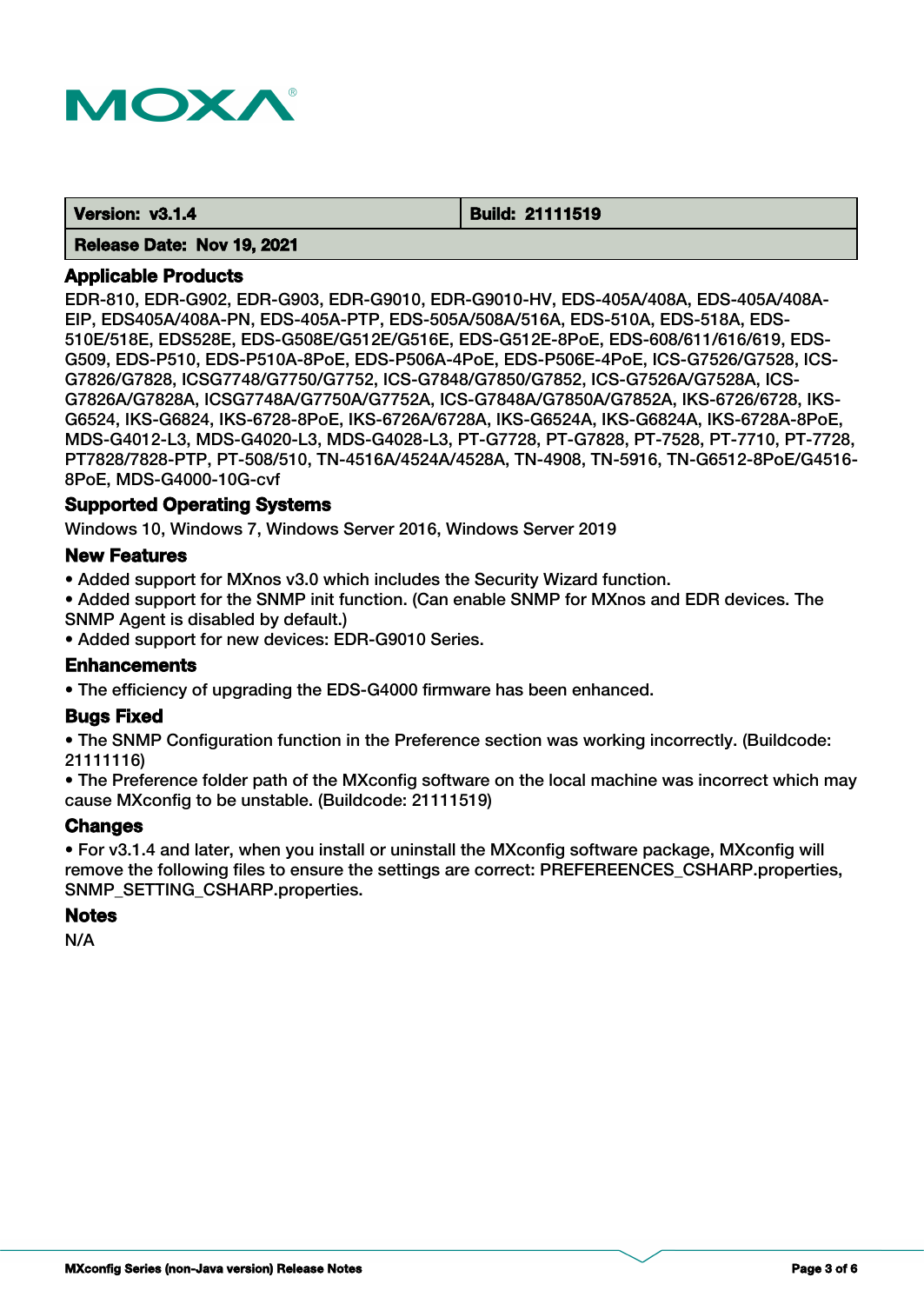| Version: v3.1.4 | Build: 21111519 |
| --- | --- |
| Release Date: Nov 19, 2021 | |

## Applicable Products

EDR-810, EDR-G902, EDR-G903, EDR-G9010, EDR-G9010-HV, EDS-405A/408A, EDS-405A/408A-EIP, EDS405A/408A-PN, EDS-405A-PTP, EDS-505A/508A/516A, EDS-510A, EDS-518A, EDS-510E/518E, EDS528E, EDS-G508E/G512E/G516E, EDS-G512E-8PoE, EDS-608/611/616/619, EDS-G509, EDS-P510, EDS-P510A-8PoE, EDS-P506A-4PoE, EDS-P506E-4PoE, ICS-G7526/G7528, ICS-G7826/G7828, ICSG7748/G7750/G7752, ICS-G7848/G7850/G7852, ICS-G7526A/G7528A, ICS-G7826A/G7828A, ICSG7748A/G7750A/G7752A, ICS-G7848A/G7850A/G7852A, IKS-6726/6728, IKS-G6524, IKS-G6824, IKS-6728-8PoE, IKS-6726A/6728A, IKS-G6524A, IKS-G6824A, IKS-6728A-8PoE, MDS-G4012-L3, MDS-G4020-L3, MDS-G4028-L3, PT-G7728, PT-G7828, PT-7528, PT-7710, PT-7728, PT7828/7828-PTP, PT-508/510, TN-4516A/4524A/4528A, TN-4908, TN-5916, TN-G6512-8PoE/G4516-8PoE, MDS-G4000-10G-cvf

## Supported Operating Systems

Windows 10, Windows 7, Windows Server 2016, Windows Server 2019

## New Features

- Added support for MXnos v3.0 which includes the Security Wizard function.
- Added support for the SNMP init function. (Can enable SNMP for MXnos and EDR devices. The SNMP Agent is disabled by default.)
- Added support for new devices: EDR-G9010 Series.

## Enhancements

- The efficiency of upgrading the EDS-G4000 firmware has been enhanced.

## Bugs Fixed

- The SNMP Configuration function in the Preference section was working incorrectly. (Buildcode: 21111116)
- The Preference folder path of the MXconfig software on the local machine was incorrect which may cause MXconfig to be unstable. (Buildcode: 21111519)

## Changes

- For v3.1.4 and later, when you install or uninstall the MXconfig software package, MXconfig will remove the following files to ensure the settings are correct: PREFEREENCES_CSHARP.properties, SNMP_SETTING_CSHARP.properties.

## Notes

N/A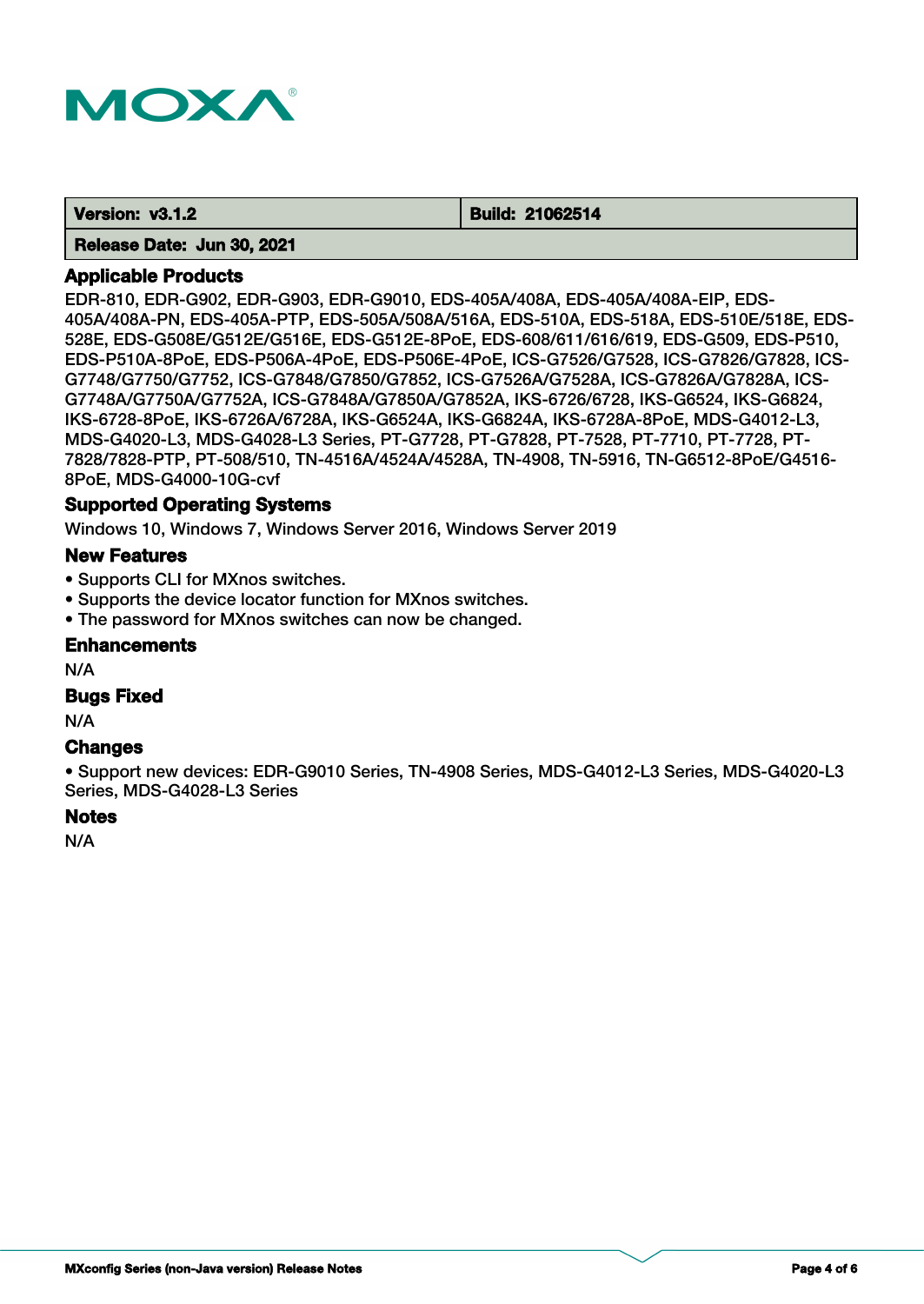| **Version: v3.1.2** | **Build: 21062514** |
| --- | --- |
| **Release Date: Jun 30, 2021** | |

### Applicable Products

EDR-810, EDR-G902, EDR-G903, EDR-G9010, EDS-405A/408A, EDS-405A/408A-EIP, EDS-405A/408A-PN, EDS-405A-PTP, EDS-505A/508A/516A, EDS-510A, EDS-518A, EDS-510E/518E, EDS-528E, EDS-G508E/G512E/G516E, EDS-G512E-8PoE, EDS-608/611/616/619, EDS-G509, EDS-P510, EDS-P510A-8PoE, EDS-P506A-4PoE, EDS-P506E-4PoE, ICS-G7526/G7528, ICS-G7826/G7828, ICS-G7748/G7750/G7752, ICS-G7848/G7850/G7852, ICS-G7526A/G7528A, ICS-G7826A/G7828A, ICS-G7748A/G7750A/G7752A, ICS-G7848A/G7850A/G7852A, IKS-6726/6728, IKS-G6524, IKS-G6824, IKS-6728-8PoE, IKS-6726A/6728A, IKS-G6524A, IKS-G6824A, IKS-6728A-8PoE, MDS-G4012-L3, MDS-G4020-L3, MDS-G4028-L3 Series, PT-G7728, PT-G7828, PT-7528, PT-7710, PT-7728, PT-7828/7828-PTP, PT-508/510, TN-4516A/4524A/4528A, TN-4908, TN-5916, TN-G6512-8PoE/G4516-8PoE, MDS-G4000-10G-cvf

### Supported Operating Systems

Windows 10, Windows 7, Windows Server 2016, Windows Server 2019

### New Features

- Supports CLI for MXnos switches.
- Supports the device locator function for MXnos switches.
- The password for MXnos switches can now be changed.

### Enhancements

N/A

### Bugs Fixed

N/A

### Changes

- Support new devices: EDR-G9010 Series, TN-4908 Series, MDS-G4012-L3 Series, MDS-G4020-L3 Series, MDS-G4028-L3 Series

### Notes

N/A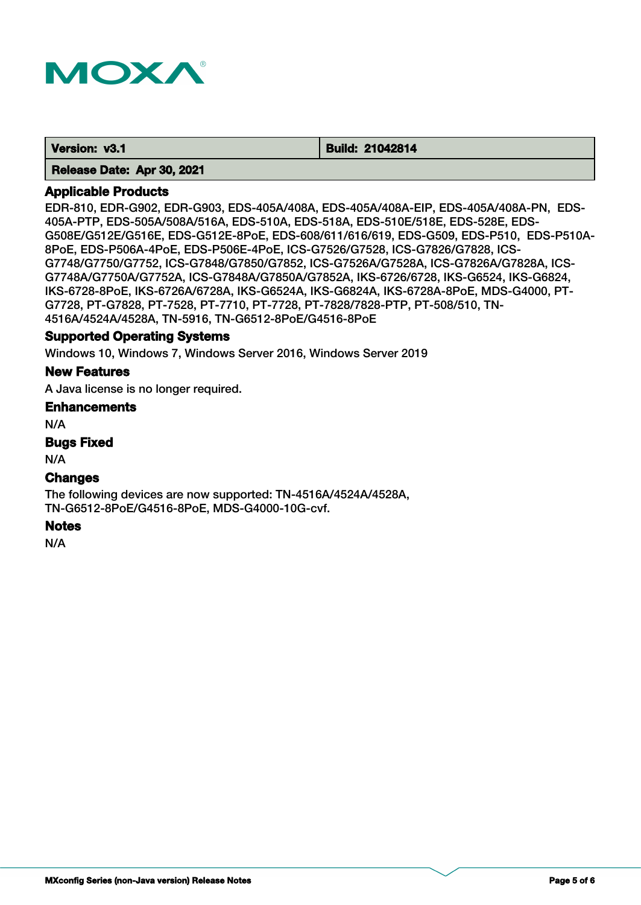| Version: v3.1 | Build: 21042814 |
| --- | --- |
| Release Date: Apr 30, 2021 | |

### Applicable Products

EDR-810, EDR-G902, EDR-G903, EDS-405A/408A, EDS-405A/408A-EIP, EDS-405A/408A-PN, EDS-405A-PTP, EDS-505A/508A/516A, EDS-510A, EDS-518A, EDS-510E/518E, EDS-528E, EDS-G508E/G512E/G516E, EDS-G512E-8PoE, EDS-608/611/616/619, EDS-G509, EDS-P510, EDS-P510A-8PoE, EDS-P506A-4PoE, EDS-P506E-4PoE, ICS-G7526/G7528, ICS-G7826/G7828, ICS-G7748/G7750/G7752, ICS-G7848/G7850/G7852, ICS-G7526A/G7528A, ICS-G7826A/G7828A, ICS-G7748A/G7750A/G7752A, ICS-G7848A/G7850A/G7852A, IKS-6726/6728, IKS-G6524, IKS-G6824, IKS-6728-8PoE, IKS-6726A/6728A, IKS-G6524A, IKS-G6824A, IKS-6728A-8PoE, MDS-G4000, PT-G7728, PT-G7828, PT-7528, PT-7710, PT-7728, PT-7828/7828-PTP, PT-508/510, TN-4516A/4524A/4528A, TN-5916, TN-G6512-8PoE/G4516-8PoE

### Supported Operating Systems

Windows 10, Windows 7, Windows Server 2016, Windows Server 2019

### New Features

A Java license is no longer required.

### Enhancements

N/A

### Bugs Fixed

N/A

### Changes

The following devices are now supported: TN-4516A/4524A/4528A, TN-G6512-8PoE/G4516-8PoE, MDS-G4000-10G-cvf.

### Notes

N/A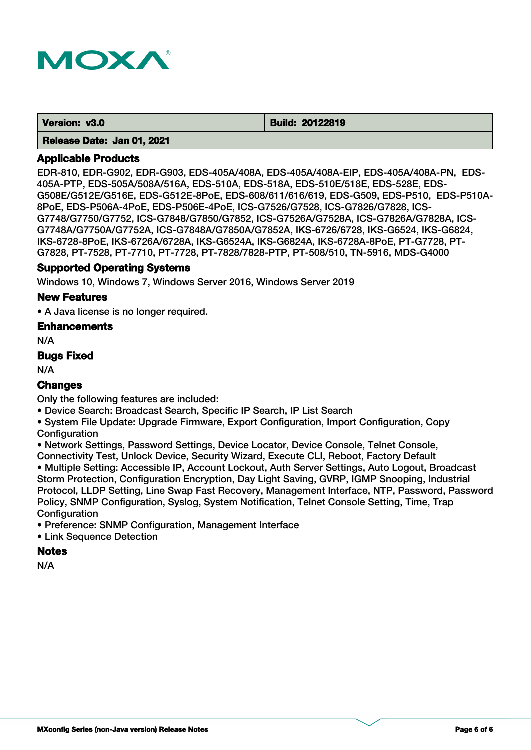| Version: v3.0 | Build: 20122819 |
| --- | --- |
| Release Date: Jan 01, 2021 | |

## Applicable Products

EDR-810, EDR-G902, EDR-G903, EDS-405A/408A, EDS-405A/408A-EIP, EDS-405A/408A-PN, EDS-405A-PTP, EDS-505A/508A/516A, EDS-510A, EDS-518A, EDS-510E/518E, EDS-528E, EDS-G508E/G512E/G516E, EDS-G512E-8PoE, EDS-608/611/616/619, EDS-G509, EDS-P510, EDS-P510A-8PoE, EDS-P506A-4PoE, EDS-P506E-4PoE, ICS-G7526/G7528, ICS-G7826/G7828, ICS-G7748/G7750/G7752, ICS-G7848/G7850/G7852, ICS-G7526A/G7528A, ICS-G7826A/G7828A, ICS-G7748A/G7750A/G7752A, ICS-G7848A/G7850A/G7852A, IKS-6726/6728, IKS-G6524, IKS-G6824, IKS-6728-8PoE, IKS-6726A/6728A, IKS-G6524A, IKS-G6824A, IKS-6728A-8PoE, PT-G7728, PT-G7828, PT-7528, PT-7710, PT-7728, PT-7828/7828-PTP, PT-508/510, TN-5916, MDS-G4000

## Supported Operating Systems

Windows 10, Windows 7, Windows Server 2016, Windows Server 2019

## New Features

- A Java license is no longer required.

## Enhancements

N/A

## Bugs Fixed

N/A

## Changes

Only the following features are included:

- Device Search: Broadcast Search, Specific IP Search, IP List Search
- System File Update: Upgrade Firmware, Export Configuration, Import Configuration, Copy Configuration
- Network Settings, Password Settings, Device Locator, Device Console, Telnet Console, Connectivity Test, Unlock Device, Security Wizard, Execute CLI, Reboot, Factory Default
- Multiple Setting: Accessible IP, Account Lockout, Auth Server Settings, Auto Logout, Broadcast Storm Protection, Configuration Encryption, Day Light Saving, GVRP, IGMP Snooping, Industrial Protocol, LLDP Setting, Line Swap Fast Recovery, Management Interface, NTP, Password, Password Policy, SNMP Configuration, Syslog, System Notification, Telnet Console Setting, Time, Trap Configuration
- Preference: SNMP Configuration, Management Interface
- Link Sequence Detection

## Notes

N/A